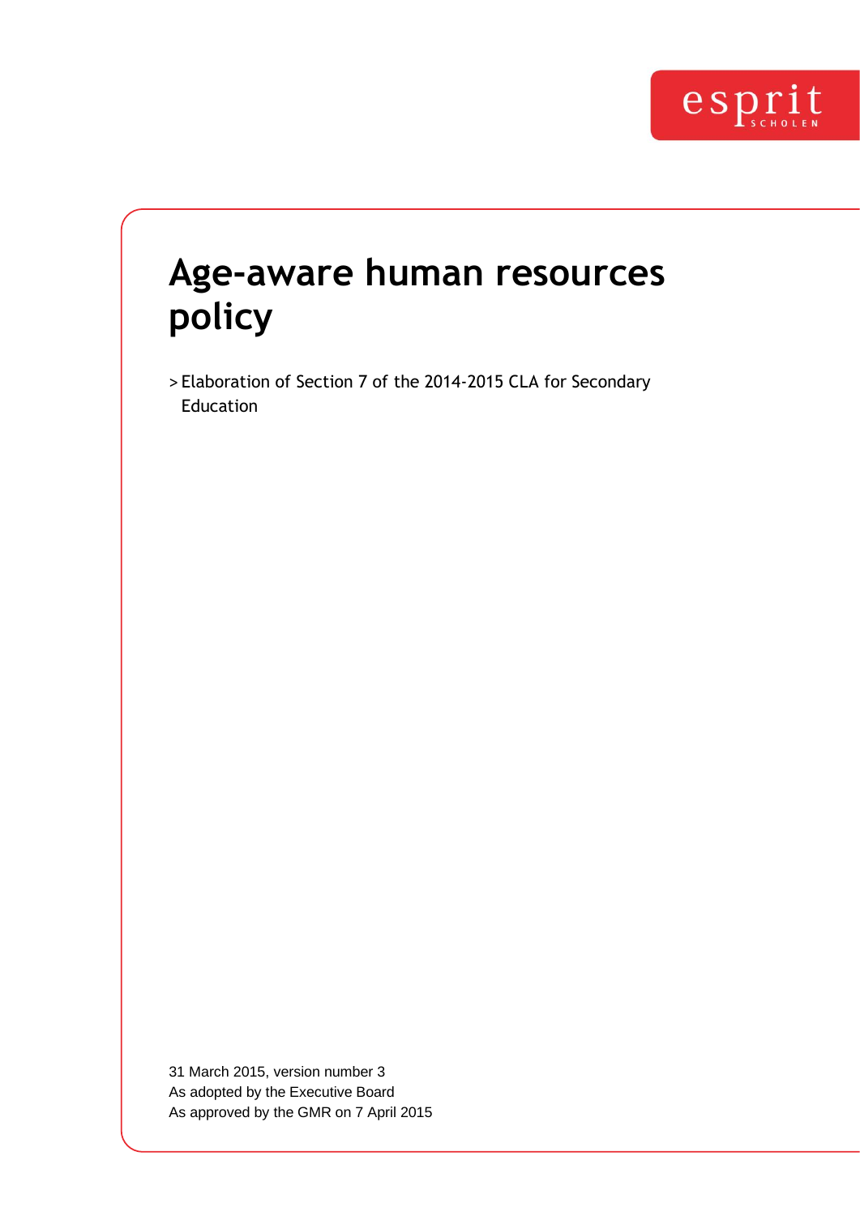esprit SCHOLEN

# Age-aware human resources policy

> Elaboration of Section 7 of the 2014-2015 CLA for Secondary Education

31 March 2015, version number 3
As adopted by the Executive Board
As approved by the GMR on 7 April 2015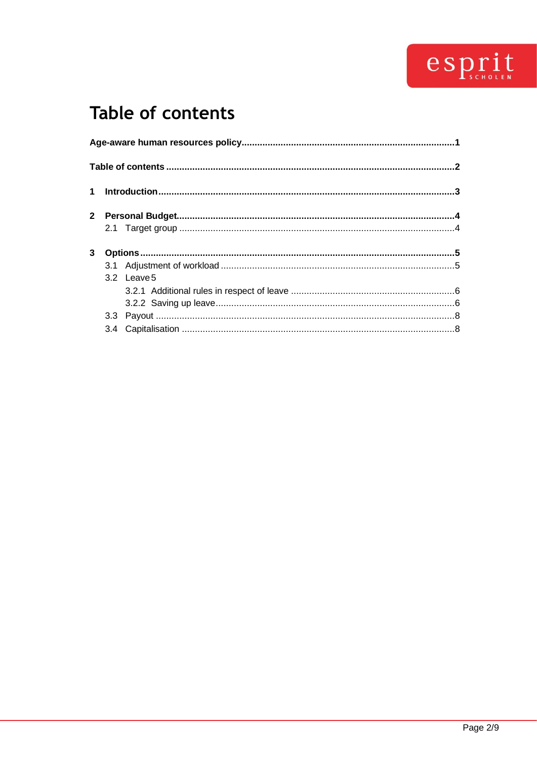# Table of contents

**Age-aware human resources policy** ... **1**

**Table of contents** ... **2**

**1 Introduction** ... **3**

**2 Personal Budget** ... **4**

- 2.1 Target group ... 4

**3 Options** ... **5**

- 3.1 Adjustment of workload ... 5
- 3.2 Leave ... 5
  - 3.2.1 Additional rules in respect of leave ... 6
  - 3.2.2 Saving up leave ... 6
- 3.3 Payout ... 8
- 3.4 Capitalisation ... 8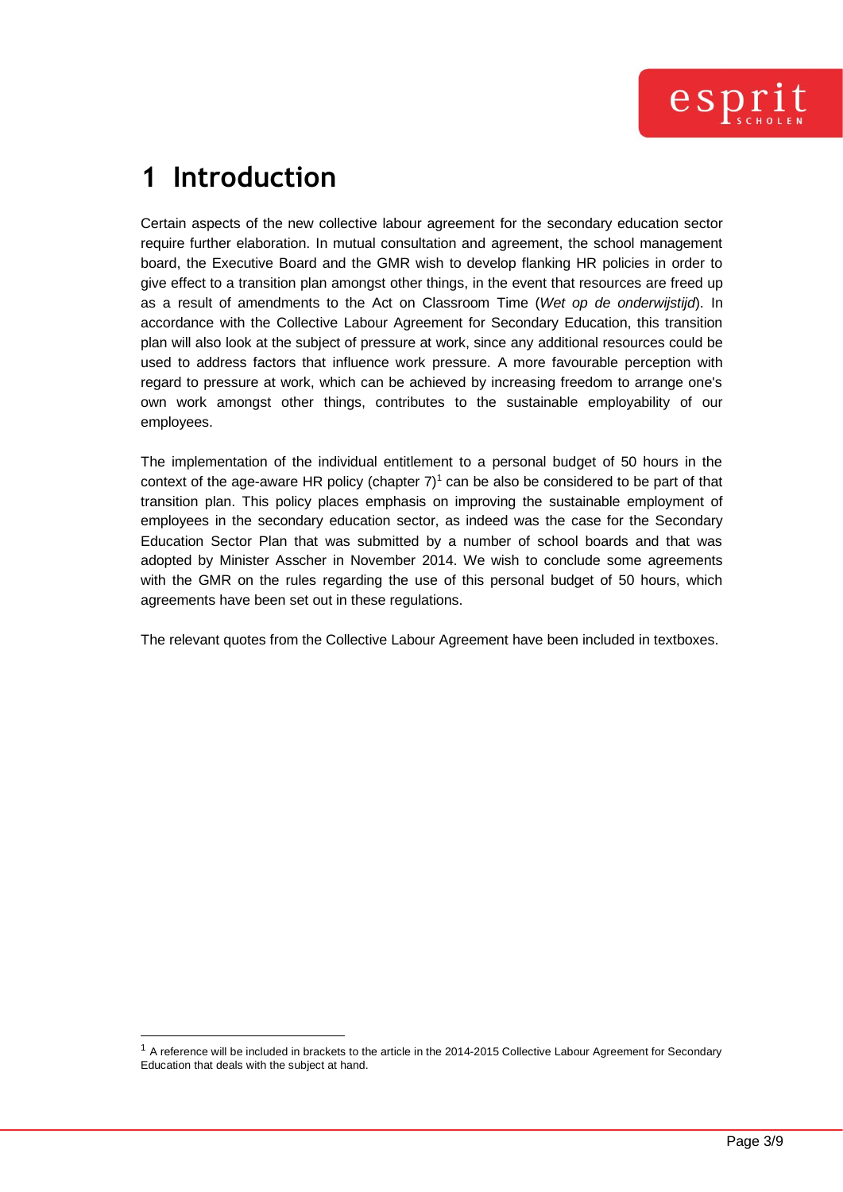# 1 Introduction

Certain aspects of the new collective labour agreement for the secondary education sector require further elaboration. In mutual consultation and agreement, the school management board, the Executive Board and the GMR wish to develop flanking HR policies in order to give effect to a transition plan amongst other things, in the event that resources are freed up as a result of amendments to the Act on Classroom Time (*Wet op de onderwijstijd*). In accordance with the Collective Labour Agreement for Secondary Education, this transition plan will also look at the subject of pressure at work, since any additional resources could be used to address factors that influence work pressure. A more favourable perception with regard to pressure at work, which can be achieved by increasing freedom to arrange one's own work amongst other things, contributes to the sustainable employability of our employees.

The implementation of the individual entitlement to a personal budget of 50 hours in the context of the age-aware HR policy (chapter 7)[1] can be also be considered to be part of that transition plan. This policy places emphasis on improving the sustainable employment of employees in the secondary education sector, as indeed was the case for the Secondary Education Sector Plan that was submitted by a number of school boards and that was adopted by Minister Asscher in November 2014. We wish to conclude some agreements with the GMR on the rules regarding the use of this personal budget of 50 hours, which agreements have been set out in these regulations.

The relevant quotes from the Collective Labour Agreement have been included in textboxes.

---

[1] A reference will be included in brackets to the article in the 2014-2015 Collective Labour Agreement for Secondary Education that deals with the subject at hand.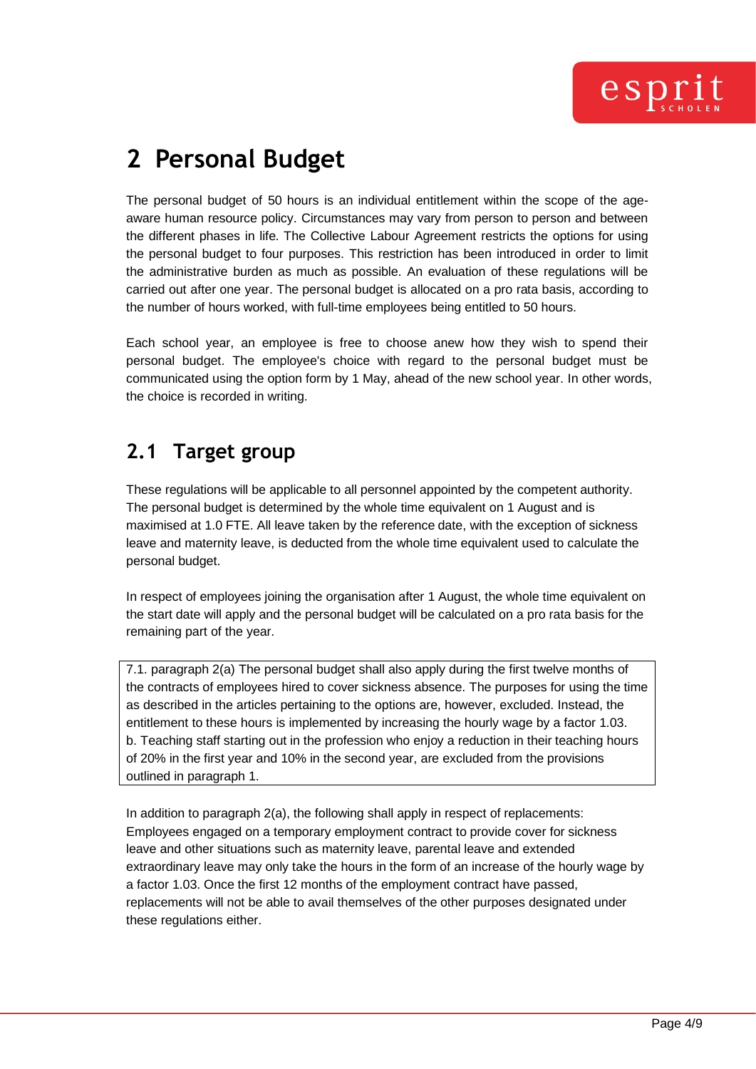# 2 Personal Budget

The personal budget of 50 hours is an individual entitlement within the scope of the age-aware human resource policy. Circumstances may vary from person to person and between the different phases in life. The Collective Labour Agreement restricts the options for using the personal budget to four purposes. This restriction has been introduced in order to limit the administrative burden as much as possible. An evaluation of these regulations will be carried out after one year. The personal budget is allocated on a pro rata basis, according to the number of hours worked, with full-time employees being entitled to 50 hours.

Each school year, an employee is free to choose anew how they wish to spend their personal budget. The employee's choice with regard to the personal budget must be communicated using the option form by 1 May, ahead of the new school year. In other words, the choice is recorded in writing.

## 2.1 Target group

These regulations will be applicable to all personnel appointed by the competent authority. The personal budget is determined by the whole time equivalent on 1 August and is maximised at 1.0 FTE. All leave taken by the reference date, with the exception of sickness leave and maternity leave, is deducted from the whole time equivalent used to calculate the personal budget.

In respect of employees joining the organisation after 1 August, the whole time equivalent on the start date will apply and the personal budget will be calculated on a pro rata basis for the remaining part of the year.

| 7.1. paragraph 2(a) The personal budget shall also apply during the first twelve months of the contracts of employees hired to cover sickness absence. The purposes for using the time as described in the articles pertaining to the options are, however, excluded. Instead, the entitlement to these hours is implemented by increasing the hourly wage by a factor 1.03.<br>b. Teaching staff starting out in the profession who enjoy a reduction in their teaching hours of 20% in the first year and 10% in the second year, are excluded from the provisions outlined in paragraph 1. |
|---|

In addition to paragraph 2(a), the following shall apply in respect of replacements: Employees engaged on a temporary employment contract to provide cover for sickness leave and other situations such as maternity leave, parental leave and extended extraordinary leave may only take the hours in the form of an increase of the hourly wage by a factor 1.03. Once the first 12 months of the employment contract have passed, replacements will not be able to avail themselves of the other purposes designated under these regulations either.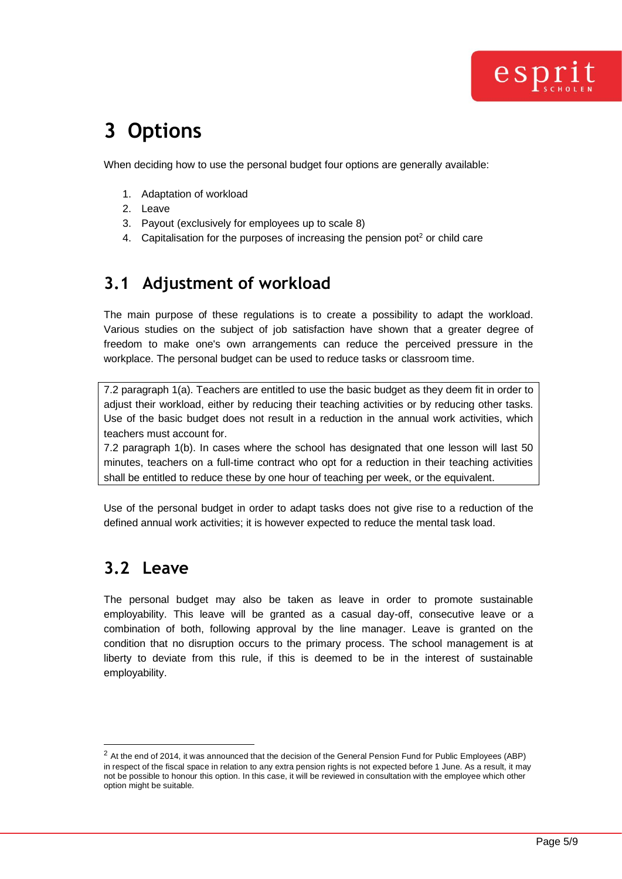# 3 Options

When deciding how to use the personal budget four options are generally available:

1. Adaptation of workload
2. Leave
3. Payout (exclusively for employees up to scale 8)
4. Capitalisation for the purposes of increasing the pension pot[2] or child care

## 3.1 Adjustment of workload

The main purpose of these regulations is to create a possibility to adapt the workload. Various studies on the subject of job satisfaction have shown that a greater degree of freedom to make one's own arrangements can reduce the perceived pressure in the workplace. The personal budget can be used to reduce tasks or classroom time.

> 7.2 paragraph 1(a). Teachers are entitled to use the basic budget as they deem fit in order to adjust their workload, either by reducing their teaching activities or by reducing other tasks. Use of the basic budget does not result in a reduction in the annual work activities, which teachers must account for.
> 7.2 paragraph 1(b). In cases where the school has designated that one lesson will last 50 minutes, teachers on a full-time contract who opt for a reduction in their teaching activities shall be entitled to reduce these by one hour of teaching per week, or the equivalent.

Use of the personal budget in order to adapt tasks does not give rise to a reduction of the defined annual work activities; it is however expected to reduce the mental task load.

## 3.2 Leave

The personal budget may also be taken as leave in order to promote sustainable employability. This leave will be granted as a casual day-off, consecutive leave or a combination of both, following approval by the line manager. Leave is granted on the condition that no disruption occurs to the primary process. The school management is at liberty to deviate from this rule, if this is deemed to be in the interest of sustainable employability.

---

[2] At the end of 2014, it was announced that the decision of the General Pension Fund for Public Employees (ABP) in respect of the fiscal space in relation to any extra pension rights is not expected before 1 June. As a result, it may not be possible to honour this option. In this case, it will be reviewed in consultation with the employee which other option might be suitable.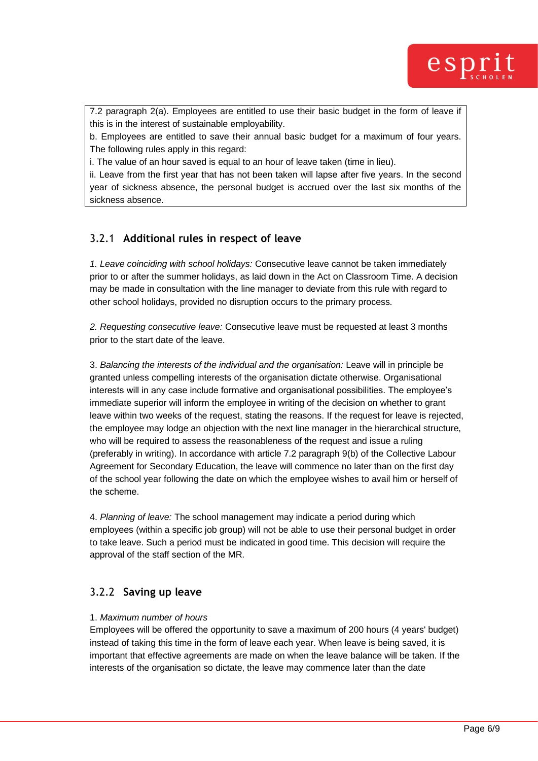> 7.2 paragraph 2(a). Employees are entitled to use their basic budget in the form of leave if this is in the interest of sustainable employability.
> b. Employees are entitled to save their annual basic budget for a maximum of four years. The following rules apply in this regard:
> i. The value of an hour saved is equal to an hour of leave taken (time in lieu).
> ii. Leave from the first year that has not been taken will lapse after five years. In the second year of sickness absence, the personal budget is accrued over the last six months of the sickness absence.

### 3.2.1 Additional rules in respect of leave

*1. Leave coinciding with school holidays:* Consecutive leave cannot be taken immediately prior to or after the summer holidays, as laid down in the Act on Classroom Time. A decision may be made in consultation with the line manager to deviate from this rule with regard to other school holidays, provided no disruption occurs to the primary process.

*2. Requesting consecutive leave:* Consecutive leave must be requested at least 3 months prior to the start date of the leave.

3. *Balancing the interests of the individual and the organisation:* Leave will in principle be granted unless compelling interests of the organisation dictate otherwise. Organisational interests will in any case include formative and organisational possibilities. The employee's immediate superior will inform the employee in writing of the decision on whether to grant leave within two weeks of the request, stating the reasons. If the request for leave is rejected, the employee may lodge an objection with the next line manager in the hierarchical structure, who will be required to assess the reasonableness of the request and issue a ruling (preferably in writing). In accordance with article 7.2 paragraph 9(b) of the Collective Labour Agreement for Secondary Education, the leave will commence no later than on the first day of the school year following the date on which the employee wishes to avail him or herself of the scheme.

4. *Planning of leave:* The school management may indicate a period during which employees (within a specific job group) will not be able to use their personal budget in order to take leave. Such a period must be indicated in good time. This decision will require the approval of the staff section of the MR.

### 3.2.2 Saving up leave

1. *Maximum number of hours*
Employees will be offered the opportunity to save a maximum of 200 hours (4 years' budget) instead of taking this time in the form of leave each year. When leave is being saved, it is important that effective agreements are made on when the leave balance will be taken. If the interests of the organisation so dictate, the leave may commence later than the date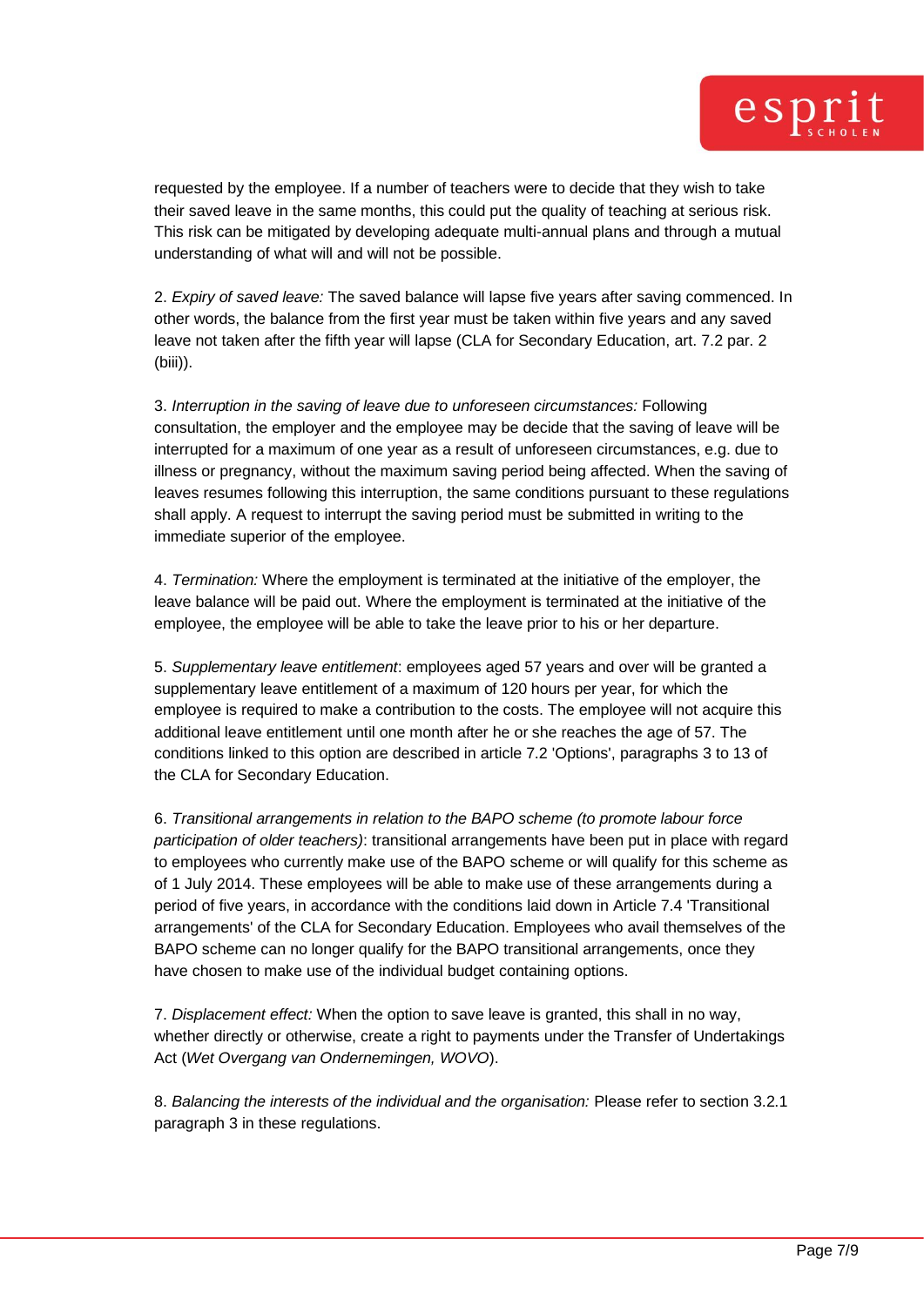requested by the employee. If a number of teachers were to decide that they wish to take their saved leave in the same months, this could put the quality of teaching at serious risk. This risk can be mitigated by developing adequate multi-annual plans and through a mutual understanding of what will and will not be possible.

2. *Expiry of saved leave:* The saved balance will lapse five years after saving commenced. In other words, the balance from the first year must be taken within five years and any saved leave not taken after the fifth year will lapse (CLA for Secondary Education, art. 7.2 par. 2 (biii)).

3. *Interruption in the saving of leave due to unforeseen circumstances:* Following consultation, the employer and the employee may be decide that the saving of leave will be interrupted for a maximum of one year as a result of unforeseen circumstances, e.g. due to illness or pregnancy, without the maximum saving period being affected. When the saving of leaves resumes following this interruption, the same conditions pursuant to these regulations shall apply. A request to interrupt the saving period must be submitted in writing to the immediate superior of the employee.

4. *Termination:* Where the employment is terminated at the initiative of the employer, the leave balance will be paid out. Where the employment is terminated at the initiative of the employee, the employee will be able to take the leave prior to his or her departure.

5. *Supplementary leave entitlement*: employees aged 57 years and over will be granted a supplementary leave entitlement of a maximum of 120 hours per year, for which the employee is required to make a contribution to the costs. The employee will not acquire this additional leave entitlement until one month after he or she reaches the age of 57. The conditions linked to this option are described in article 7.2 'Options', paragraphs 3 to 13 of the CLA for Secondary Education.

6. *Transitional arrangements in relation to the BAPO scheme (to promote labour force participation of older teachers)*: transitional arrangements have been put in place with regard to employees who currently make use of the BAPO scheme or will qualify for this scheme as of 1 July 2014. These employees will be able to make use of these arrangements during a period of five years, in accordance with the conditions laid down in Article 7.4 'Transitional arrangements' of the CLA for Secondary Education. Employees who avail themselves of the BAPO scheme can no longer qualify for the BAPO transitional arrangements, once they have chosen to make use of the individual budget containing options.

7. *Displacement effect:* When the option to save leave is granted, this shall in no way, whether directly or otherwise, create a right to payments under the Transfer of Undertakings Act (*Wet Overgang van Ondernemingen, WOVO*).

8. *Balancing the interests of the individual and the organisation:* Please refer to section 3.2.1 paragraph 3 in these regulations.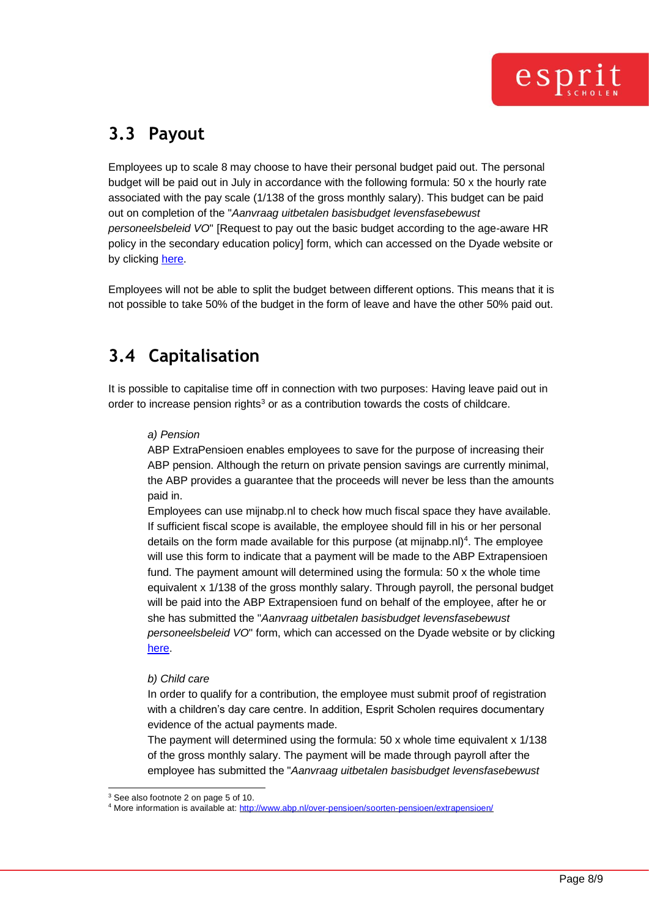## 3.3 Payout

Employees up to scale 8 may choose to have their personal budget paid out. The personal budget will be paid out in July in accordance with the following formula: 50 x the hourly rate associated with the pay scale (1/138 of the gross monthly salary). This budget can be paid out on completion of the "*Aanvraag uitbetalen basisbudget levensfasebewust personeelsbeleid VO*" [Request to pay out the basic budget according to the age-aware HR policy in the secondary education policy] form, which can accessed on the Dyade website or by clicking here.

Employees will not be able to split the budget between different options. This means that it is not possible to take 50% of the budget in the form of leave and have the other 50% paid out.

## 3.4 Capitalisation

It is possible to capitalise time off in connection with two purposes: Having leave paid out in order to increase pension rights[3] or as a contribution towards the costs of childcare.

*a) Pension*

ABP ExtraPensioen enables employees to save for the purpose of increasing their ABP pension. Although the return on private pension savings are currently minimal, the ABP provides a guarantee that the proceeds will never be less than the amounts paid in.

Employees can use mijnabp.nl to check how much fiscal space they have available. If sufficient fiscal scope is available, the employee should fill in his or her personal details on the form made available for this purpose (at mijnabp.nl)[4]. The employee will use this form to indicate that a payment will be made to the ABP Extrapensioen fund. The payment amount will determined using the formula: 50 x the whole time equivalent x 1/138 of the gross monthly salary. Through payroll, the personal budget will be paid into the ABP Extrapensioen fund on behalf of the employee, after he or she has submitted the "*Aanvraag uitbetalen basisbudget levensfasebewust personeelsbeleid VO*" form, which can accessed on the Dyade website or by clicking here.

*b) Child care*

In order to qualify for a contribution, the employee must submit proof of registration with a children's day care centre. In addition, Esprit Scholen requires documentary evidence of the actual payments made.

The payment will determined using the formula: 50 x whole time equivalent x 1/138 of the gross monthly salary. The payment will be made through payroll after the employee has submitted the "*Aanvraag uitbetalen basisbudget levensfasebewust*

[3] See also footnote 2 on page 5 of 10.

[4] More information is available at: http://www.abp.nl/over-pensioen/soorten-pensioen/extrapensioen/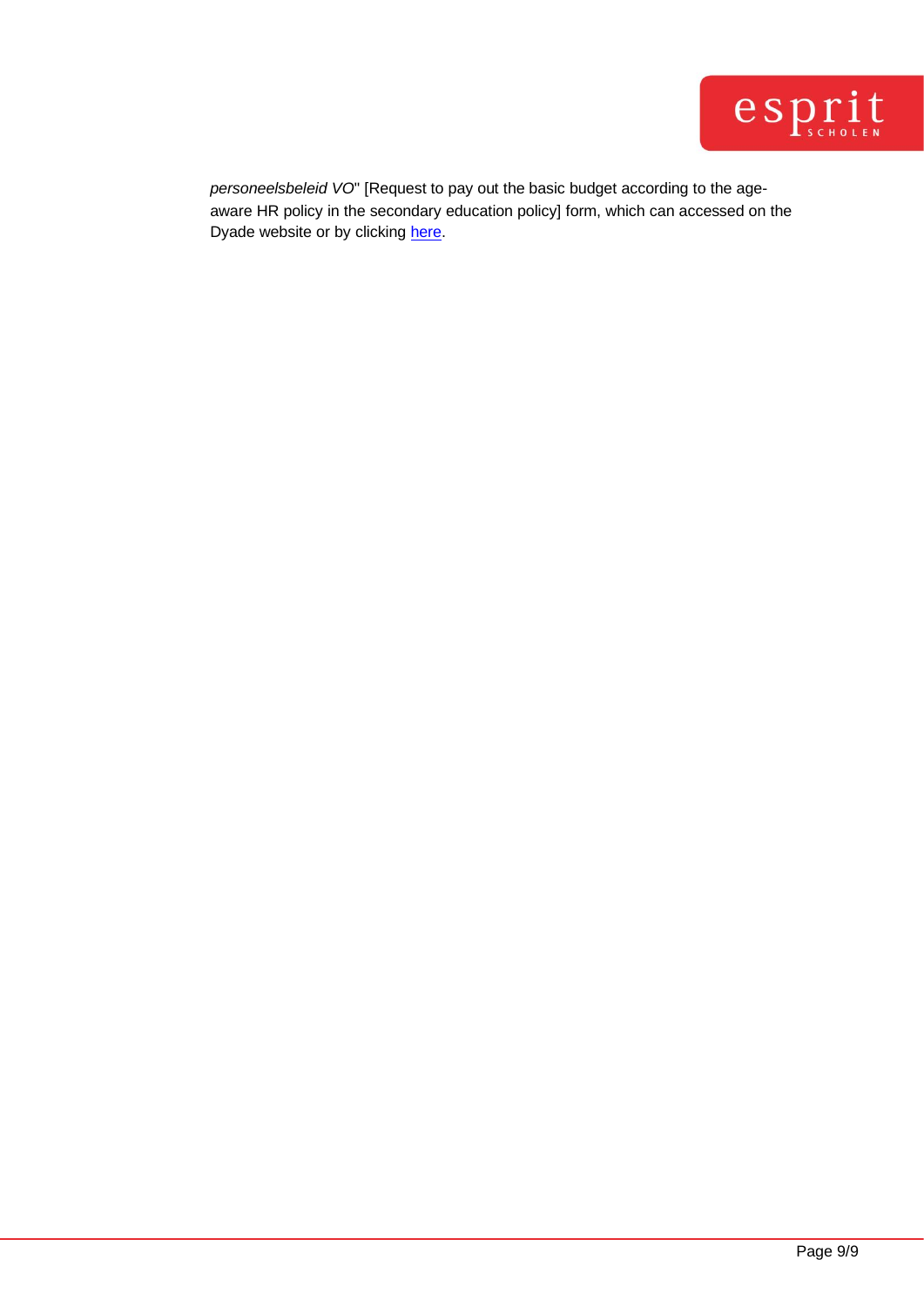*personeelsbeleid VO*" [Request to pay out the basic budget according to the age-aware HR policy in the secondary education policy] form, which can accessed on the Dyade website or by clicking here.